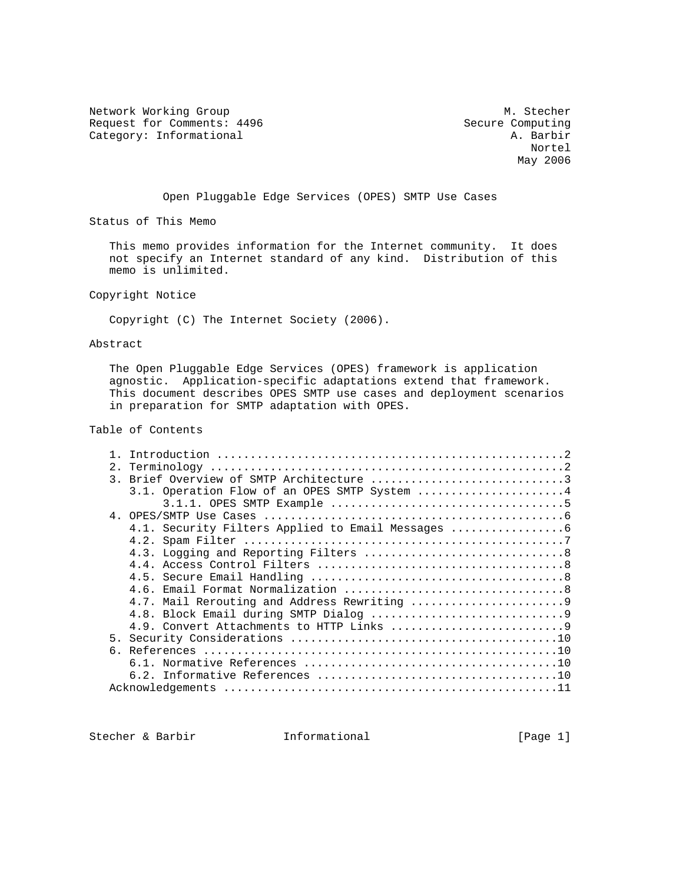Network Working Group M. Stecher
Request for Comments: 4496 Secure Computing
Category: Informational A. Barbir
Nortel
May 2006

# Open Pluggable Edge Services (OPES) SMTP Use Cases

## Status of This Memo

This memo provides information for the Internet community. It does not specify an Internet standard of any kind. Distribution of this memo is unlimited.

## Copyright Notice

Copyright (C) The Internet Society (2006).

## Abstract

The Open Pluggable Edge Services (OPES) framework is application agnostic. Application-specific adaptations extend that framework. This document describes OPES SMTP use cases and deployment scenarios in preparation for SMTP adaptation with OPES.

## Table of Contents

1. Introduction ....................................................2
2. Terminology .....................................................2
3. Brief Overview of SMTP Architecture .............................3
   3.1. Operation Flow of an OPES SMTP System ......................4
        3.1.1. OPES SMTP Example ...................................5
4. OPES/SMTP Use Cases .............................................6
   4.1. Security Filters Applied to Email Messages .................6
   4.2. Spam Filter ................................................7
   4.3. Logging and Reporting Filters ..............................8
   4.4. Access Control Filters .....................................8
   4.5. Secure Email Handling ......................................8
   4.6. Email Format Normalization .................................8
   4.7. Mail Rerouting and Address Rewriting .......................9
   4.8. Block Email during SMTP Dialog .............................9
   4.9. Convert Attachments to HTTP Links ..........................9
5. Security Considerations ........................................10
6. References .....................................................10
   6.1. Normative References ......................................10
   6.2. Informative References ....................................10

Acknowledgements ..................................................11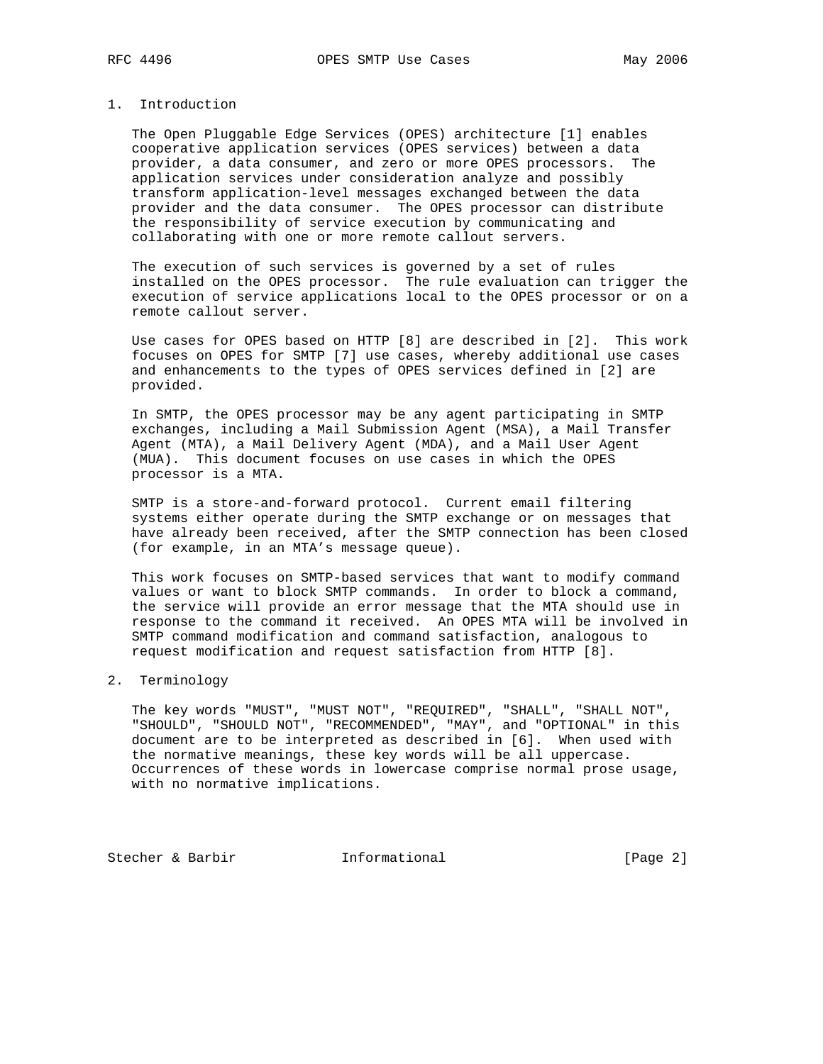## 1. Introduction

The Open Pluggable Edge Services (OPES) architecture [1] enables cooperative application services (OPES services) between a data provider, a data consumer, and zero or more OPES processors. The application services under consideration analyze and possibly transform application-level messages exchanged between the data provider and the data consumer. The OPES processor can distribute the responsibility of service execution by communicating and collaborating with one or more remote callout servers.

The execution of such services is governed by a set of rules installed on the OPES processor. The rule evaluation can trigger the execution of service applications local to the OPES processor or on a remote callout server.

Use cases for OPES based on HTTP [8] are described in [2]. This work focuses on OPES for SMTP [7] use cases, whereby additional use cases and enhancements to the types of OPES services defined in [2] are provided.

In SMTP, the OPES processor may be any agent participating in SMTP exchanges, including a Mail Submission Agent (MSA), a Mail Transfer Agent (MTA), a Mail Delivery Agent (MDA), and a Mail User Agent (MUA). This document focuses on use cases in which the OPES processor is a MTA.

SMTP is a store-and-forward protocol. Current email filtering systems either operate during the SMTP exchange or on messages that have already been received, after the SMTP connection has been closed (for example, in an MTA's message queue).

This work focuses on SMTP-based services that want to modify command values or want to block SMTP commands. In order to block a command, the service will provide an error message that the MTA should use in response to the command it received. An OPES MTA will be involved in SMTP command modification and command satisfaction, analogous to request modification and request satisfaction from HTTP [8].

## 2. Terminology

The key words "MUST", "MUST NOT", "REQUIRED", "SHALL", "SHALL NOT", "SHOULD", "SHOULD NOT", "RECOMMENDED", "MAY", and "OPTIONAL" in this document are to be interpreted as described in [6]. When used with the normative meanings, these key words will be all uppercase. Occurrences of these words in lowercase comprise normal prose usage, with no normative implications.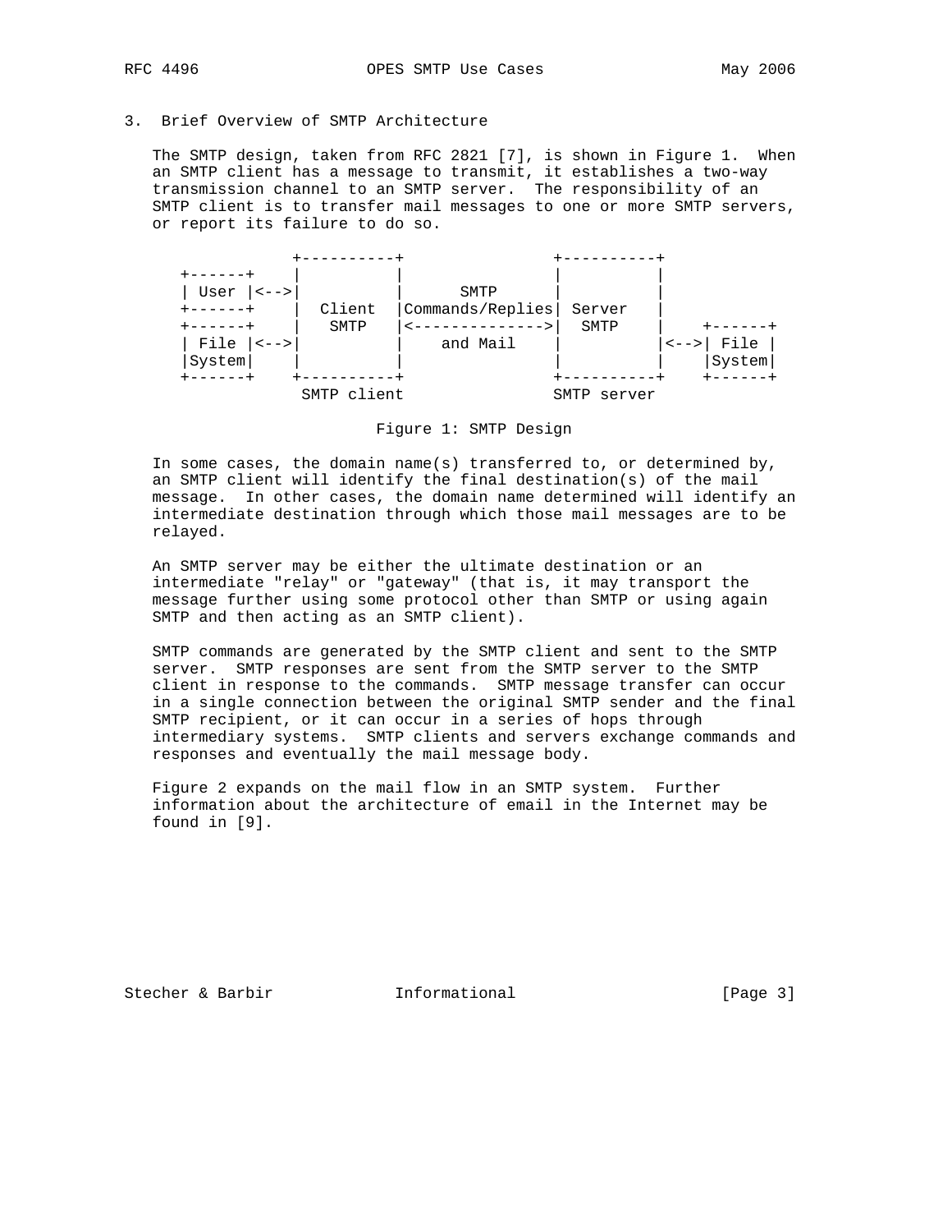## 3. Brief Overview of SMTP Architecture

The SMTP design, taken from RFC 2821 [7], is shown in Figure 1. When an SMTP client has a message to transmit, it establishes a two-way transmission channel to an SMTP server. The responsibility of an SMTP client is to transfer mail messages to one or more SMTP servers, or report its failure to do so.

```
              +----------+                +----------+
   +------+   |          |                |          |
   | User |<-->|          |      SMTP      |          |
   +------+   |  Client  |Commands/Replies| Server   |
   +------+   |   SMTP   |<-------------->|  SMTP    |    +------+
   | File |<-->|          |    and Mail    |          |<-->| File |
   |System|   |          |                |          |    |System|
   +------+   +----------+                +----------+    +------+
               SMTP client                SMTP server
```

Figure 1: SMTP Design

In some cases, the domain name(s) transferred to, or determined by, an SMTP client will identify the final destination(s) of the mail message. In other cases, the domain name determined will identify an intermediate destination through which those mail messages are to be relayed.

An SMTP server may be either the ultimate destination or an intermediate "relay" or "gateway" (that is, it may transport the message further using some protocol other than SMTP or using again SMTP and then acting as an SMTP client).

SMTP commands are generated by the SMTP client and sent to the SMTP server. SMTP responses are sent from the SMTP server to the SMTP client in response to the commands. SMTP message transfer can occur in a single connection between the original SMTP sender and the final SMTP recipient, or it can occur in a series of hops through intermediary systems. SMTP clients and servers exchange commands and responses and eventually the mail message body.

Figure 2 expands on the mail flow in an SMTP system. Further information about the architecture of email in the Internet may be found in [9].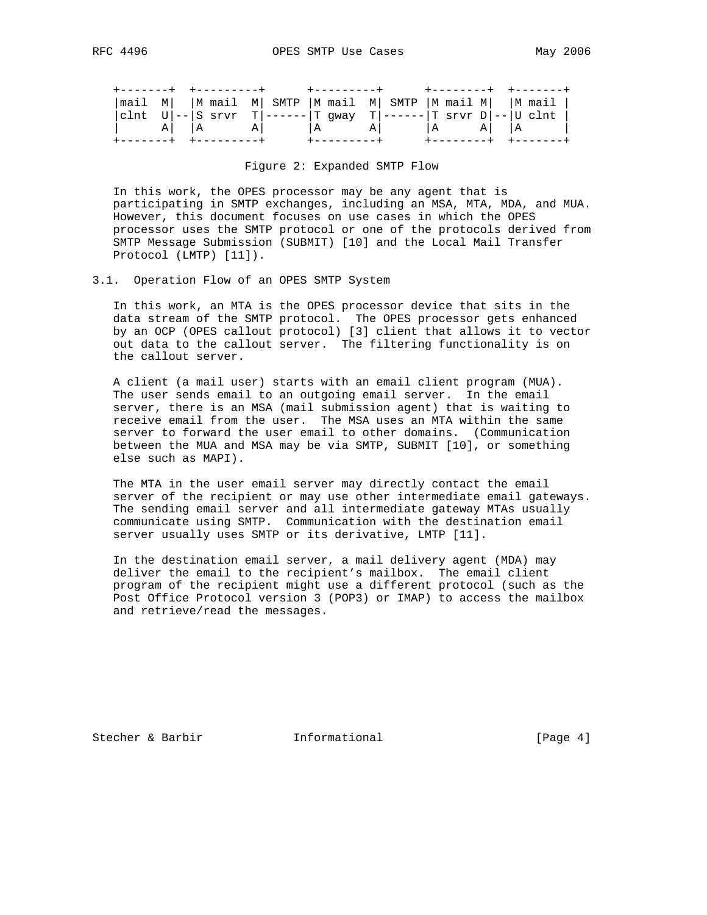```
+-------+  +---------+      +---------+      +--------+  +-------+
|mail  M|  |M mail  M| SMTP |M mail  M| SMTP |M mail M|  |M mail |
|clnt  U|--|S srvr  T|------|T gway  T|------|T srvr D|--|U clnt |
|      A|  |A       A|      |A       A|      |A      A|  |A      |
+-------+  +---------+      +---------+      +--------+  +-------+
```

Figure 2: Expanded SMTP Flow

In this work, the OPES processor may be any agent that is participating in SMTP exchanges, including an MSA, MTA, MDA, and MUA. However, this document focuses on use cases in which the OPES processor uses the SMTP protocol or one of the protocols derived from SMTP Message Submission (SUBMIT) [10] and the Local Mail Transfer Protocol (LMTP) [11]).

## 3.1. Operation Flow of an OPES SMTP System

In this work, an MTA is the OPES processor device that sits in the data stream of the SMTP protocol. The OPES processor gets enhanced by an OCP (OPES callout protocol) [3] client that allows it to vector out data to the callout server. The filtering functionality is on the callout server.

A client (a mail user) starts with an email client program (MUA). The user sends email to an outgoing email server. In the email server, there is an MSA (mail submission agent) that is waiting to receive email from the user. The MSA uses an MTA within the same server to forward the user email to other domains. (Communication between the MUA and MSA may be via SMTP, SUBMIT [10], or something else such as MAPI).

The MTA in the user email server may directly contact the email server of the recipient or may use other intermediate email gateways. The sending email server and all intermediate gateway MTAs usually communicate using SMTP. Communication with the destination email server usually uses SMTP or its derivative, LMTP [11].

In the destination email server, a mail delivery agent (MDA) may deliver the email to the recipient's mailbox. The email client program of the recipient might use a different protocol (such as the Post Office Protocol version 3 (POP3) or IMAP) to access the mailbox and retrieve/read the messages.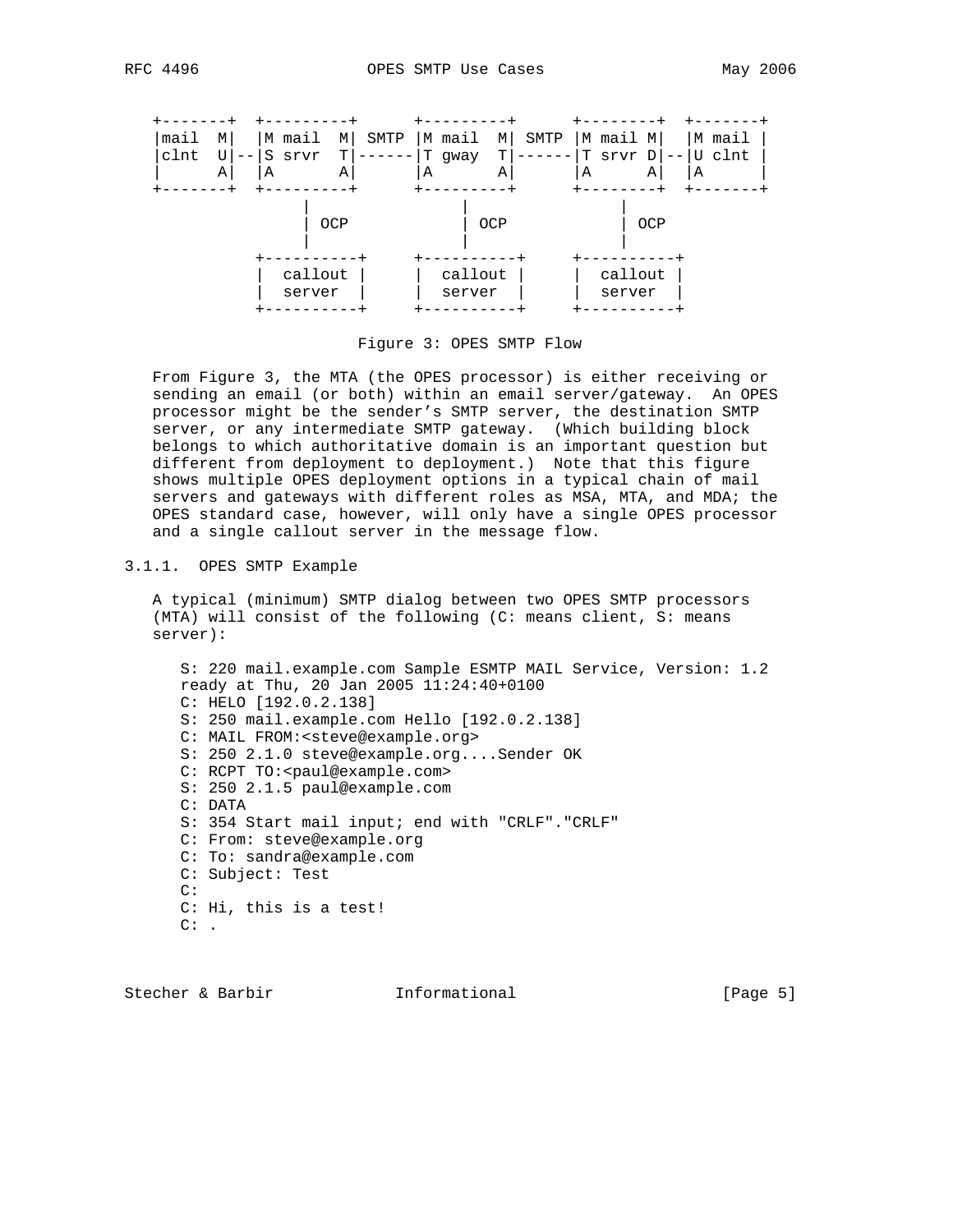```
+-------+  +---------+      +---------+      +--------+  +-------+
|mail  M|  |M mail  M| SMTP |M mail  M| SMTP |M mail M|  |M mail |
|clnt  U|--|S srvr  T|------|T gway  T|------|T srvr D|--|U clnt |
|      A|  |A       A|      |A       A|      |A      A|  |A      |
+-------+  +---------+      +---------+      +--------+  +-------+
                |                |                |
                | OCP            | OCP            | OCP
                |                |                |
           +----------+     +----------+     +----------+
           |  callout |     |  callout |     |  callout |
           |  server  |     |  server  |     |  server  |
           +----------+     +----------+     +----------+
```

Figure 3: OPES SMTP Flow

From Figure 3, the MTA (the OPES processor) is either receiving or sending an email (or both) within an email server/gateway. An OPES processor might be the sender's SMTP server, the destination SMTP server, or any intermediate SMTP gateway. (Which building block belongs to which authoritative domain is an important question but different from deployment to deployment.) Note that this figure shows multiple OPES deployment options in a typical chain of mail servers and gateways with different roles as MSA, MTA, and MDA; the OPES standard case, however, will only have a single OPES processor and a single callout server in the message flow.

### 3.1.1. OPES SMTP Example

A typical (minimum) SMTP dialog between two OPES SMTP processors (MTA) will consist of the following (C: means client, S: means server):

```
S: 220 mail.example.com Sample ESMTP MAIL Service, Version: 1.2
ready at Thu, 20 Jan 2005 11:24:40+0100
C: HELO [192.0.2.138]
S: 250 mail.example.com Hello [192.0.2.138]
C: MAIL FROM:<steve@example.org>
S: 250 2.1.0 steve@example.org....Sender OK
C: RCPT TO:<paul@example.com>
S: 250 2.1.5 paul@example.com
C: DATA
S: 354 Start mail input; end with "CRLF"."CRLF"
C: From: steve@example.org
C: To: sandra@example.com
C: Subject: Test
C:
C: Hi, this is a test!
C: .
```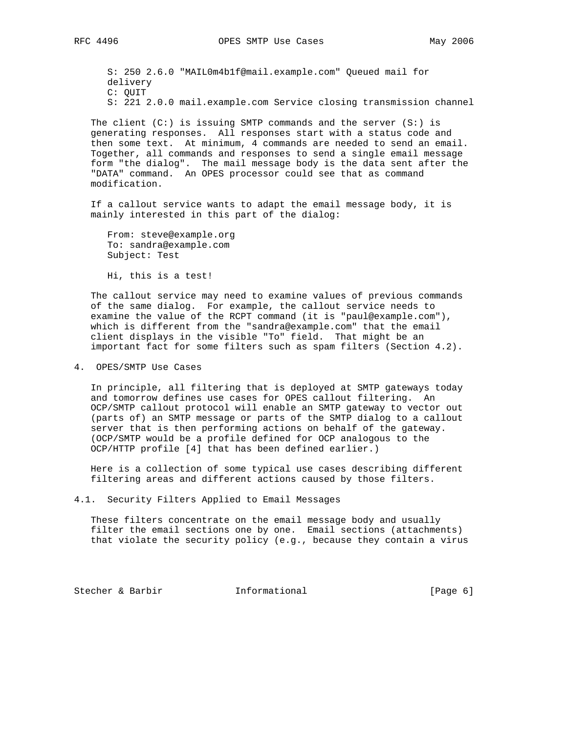```
S: 250 2.6.0 "MAIL0m4b1f@mail.example.com" Queued mail for
delivery
C: QUIT
S: 221 2.0.0 mail.example.com Service closing transmission channel
```

The client (C:) is issuing SMTP commands and the server (S:) is generating responses. All responses start with a status code and then some text. At minimum, 4 commands are needed to send an email. Together, all commands and responses to send a single email message form "the dialog". The mail message body is the data sent after the "DATA" command. An OPES processor could see that as command modification.

If a callout service wants to adapt the email message body, it is mainly interested in this part of the dialog:

```
From: steve@example.org
To: sandra@example.com
Subject: Test

Hi, this is a test!
```

The callout service may need to examine values of previous commands of the same dialog. For example, the callout service needs to examine the value of the RCPT command (it is "paul@example.com"), which is different from the "sandra@example.com" that the email client displays in the visible "To" field. That might be an important fact for some filters such as spam filters (Section 4.2).

## 4. OPES/SMTP Use Cases

In principle, all filtering that is deployed at SMTP gateways today and tomorrow defines use cases for OPES callout filtering. An OCP/SMTP callout protocol will enable an SMTP gateway to vector out (parts of) an SMTP message or parts of the SMTP dialog to a callout server that is then performing actions on behalf of the gateway. (OCP/SMTP would be a profile defined for OCP analogous to the OCP/HTTP profile [4] that has been defined earlier.)

Here is a collection of some typical use cases describing different filtering areas and different actions caused by those filters.

### 4.1. Security Filters Applied to Email Messages

These filters concentrate on the email message body and usually filter the email sections one by one. Email sections (attachments) that violate the security policy (e.g., because they contain a virus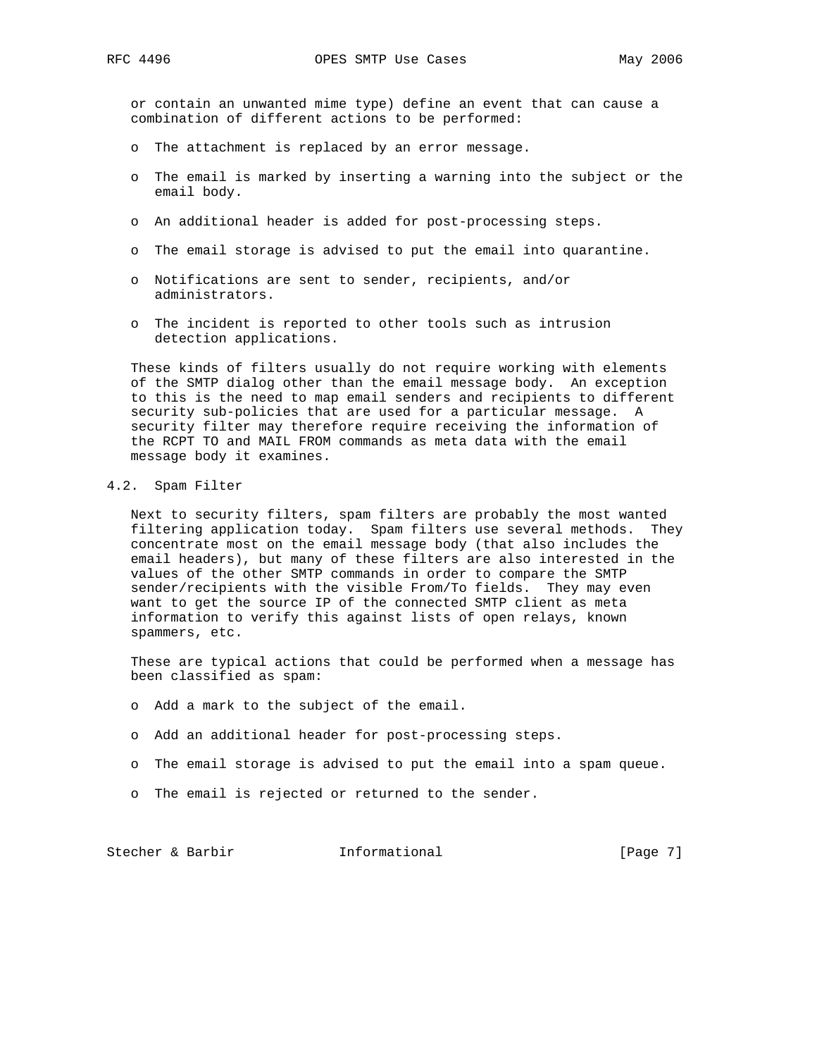or contain an unwanted mime type) define an event that can cause a combination of different actions to be performed:

- The attachment is replaced by an error message.
- The email is marked by inserting a warning into the subject or the email body.
- An additional header is added for post-processing steps.
- The email storage is advised to put the email into quarantine.
- Notifications are sent to sender, recipients, and/or administrators.
- The incident is reported to other tools such as intrusion detection applications.

These kinds of filters usually do not require working with elements of the SMTP dialog other than the email message body. An exception to this is the need to map email senders and recipients to different security sub-policies that are used for a particular message. A security filter may therefore require receiving the information of the RCPT TO and MAIL FROM commands as meta data with the email message body it examines.

## 4.2. Spam Filter

Next to security filters, spam filters are probably the most wanted filtering application today. Spam filters use several methods. They concentrate most on the email message body (that also includes the email headers), but many of these filters are also interested in the values of the other SMTP commands in order to compare the SMTP sender/recipients with the visible From/To fields. They may even want to get the source IP of the connected SMTP client as meta information to verify this against lists of open relays, known spammers, etc.

These are typical actions that could be performed when a message has been classified as spam:

- Add a mark to the subject of the email.
- Add an additional header for post-processing steps.
- The email storage is advised to put the email into a spam queue.
- The email is rejected or returned to the sender.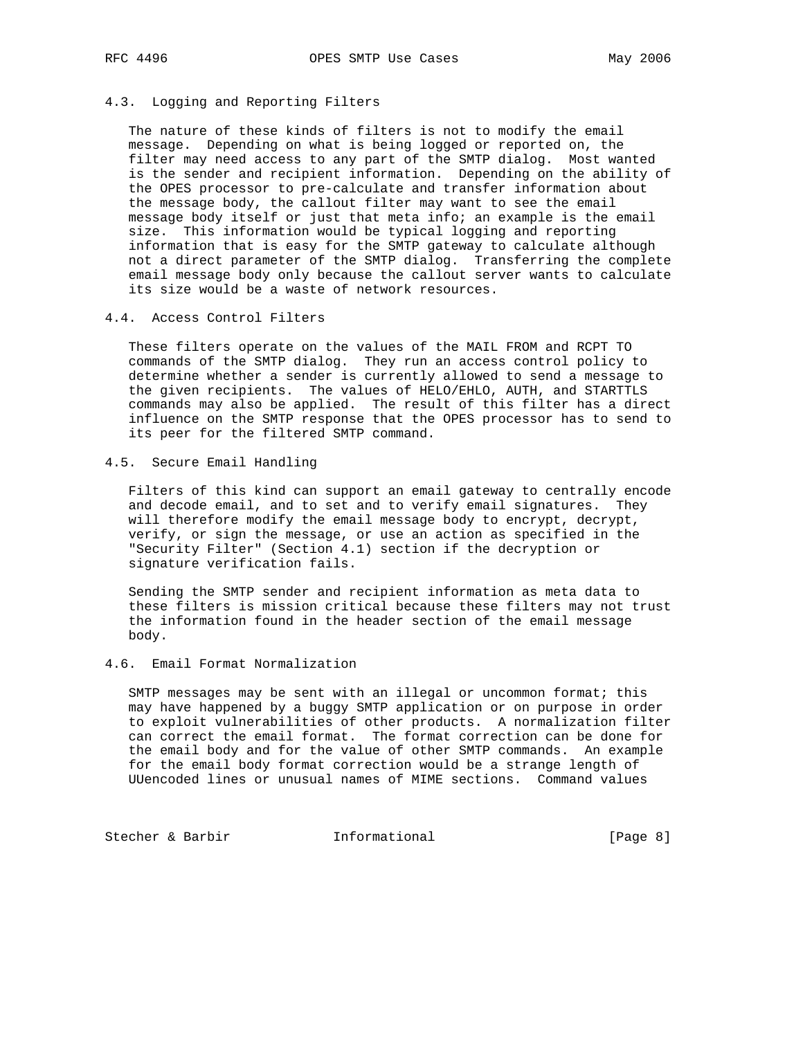### 4.3. Logging and Reporting Filters

The nature of these kinds of filters is not to modify the email message. Depending on what is being logged or reported on, the filter may need access to any part of the SMTP dialog. Most wanted is the sender and recipient information. Depending on the ability of the OPES processor to pre-calculate and transfer information about the message body, the callout filter may want to see the email message body itself or just that meta info; an example is the email size. This information would be typical logging and reporting information that is easy for the SMTP gateway to calculate although not a direct parameter of the SMTP dialog. Transferring the complete email message body only because the callout server wants to calculate its size would be a waste of network resources.

### 4.4. Access Control Filters

These filters operate on the values of the MAIL FROM and RCPT TO commands of the SMTP dialog. They run an access control policy to determine whether a sender is currently allowed to send a message to the given recipients. The values of HELO/EHLO, AUTH, and STARTTLS commands may also be applied. The result of this filter has a direct influence on the SMTP response that the OPES processor has to send to its peer for the filtered SMTP command.

### 4.5. Secure Email Handling

Filters of this kind can support an email gateway to centrally encode and decode email, and to set and to verify email signatures. They will therefore modify the email message body to encrypt, decrypt, verify, or sign the message, or use an action as specified in the "Security Filter" (Section 4.1) section if the decryption or signature verification fails.

Sending the SMTP sender and recipient information as meta data to these filters is mission critical because these filters may not trust the information found in the header section of the email message body.

### 4.6. Email Format Normalization

SMTP messages may be sent with an illegal or uncommon format; this may have happened by a buggy SMTP application or on purpose in order to exploit vulnerabilities of other products. A normalization filter can correct the email format. The format correction can be done for the email body and for the value of other SMTP commands. An example for the email body format correction would be a strange length of UUencoded lines or unusual names of MIME sections. Command values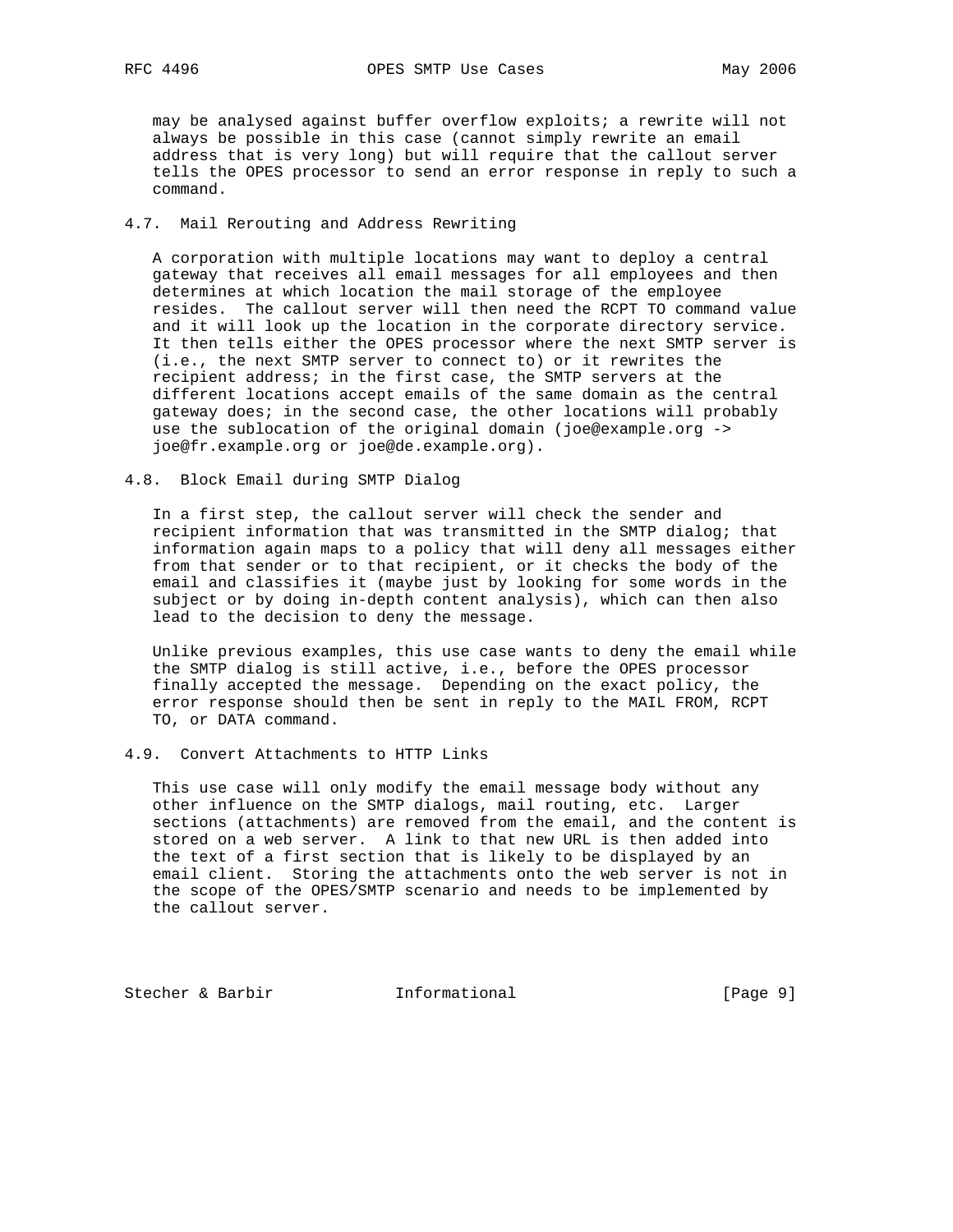may be analysed against buffer overflow exploits; a rewrite will not always be possible in this case (cannot simply rewrite an email address that is very long) but will require that the callout server tells the OPES processor to send an error response in reply to such a command.

### 4.7. Mail Rerouting and Address Rewriting

A corporation with multiple locations may want to deploy a central gateway that receives all email messages for all employees and then determines at which location the mail storage of the employee resides. The callout server will then need the RCPT TO command value and it will look up the location in the corporate directory service. It then tells either the OPES processor where the next SMTP server is (i.e., the next SMTP server to connect to) or it rewrites the recipient address; in the first case, the SMTP servers at the different locations accept emails of the same domain as the central gateway does; in the second case, the other locations will probably use the sublocation of the original domain (joe@example.org -> joe@fr.example.org or joe@de.example.org).

### 4.8. Block Email during SMTP Dialog

In a first step, the callout server will check the sender and recipient information that was transmitted in the SMTP dialog; that information again maps to a policy that will deny all messages either from that sender or to that recipient, or it checks the body of the email and classifies it (maybe just by looking for some words in the subject or by doing in-depth content analysis), which can then also lead to the decision to deny the message.

Unlike previous examples, this use case wants to deny the email while the SMTP dialog is still active, i.e., before the OPES processor finally accepted the message. Depending on the exact policy, the error response should then be sent in reply to the MAIL FROM, RCPT TO, or DATA command.

### 4.9. Convert Attachments to HTTP Links

This use case will only modify the email message body without any other influence on the SMTP dialogs, mail routing, etc. Larger sections (attachments) are removed from the email, and the content is stored on a web server. A link to that new URL is then added into the text of a first section that is likely to be displayed by an email client. Storing the attachments onto the web server is not in the scope of the OPES/SMTP scenario and needs to be implemented by the callout server.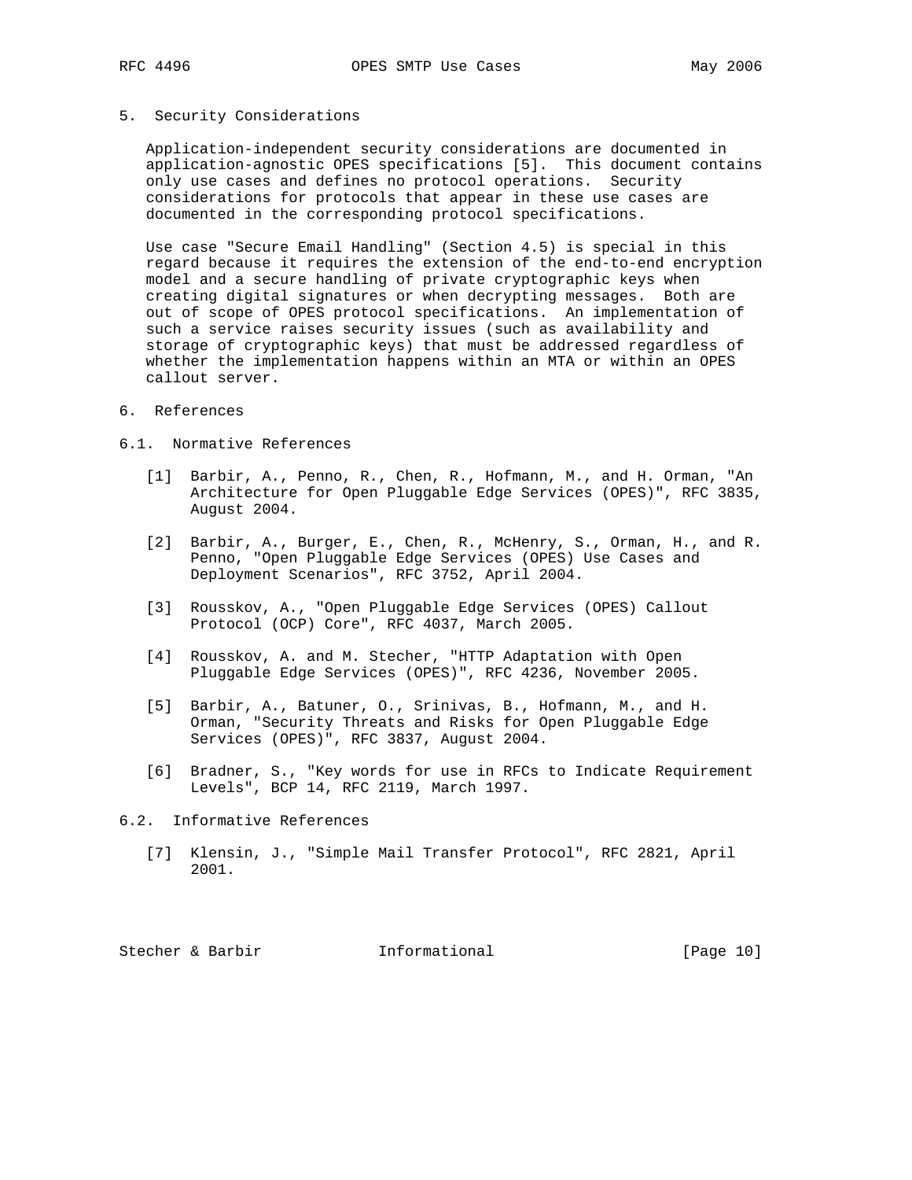## 5. Security Considerations

Application-independent security considerations are documented in application-agnostic OPES specifications [5]. This document contains only use cases and defines no protocol operations. Security considerations for protocols that appear in these use cases are documented in the corresponding protocol specifications.

Use case "Secure Email Handling" (Section 4.5) is special in this regard because it requires the extension of the end-to-end encryption model and a secure handling of private cryptographic keys when creating digital signatures or when decrypting messages. Both are out of scope of OPES protocol specifications. An implementation of such a service raises security issues (such as availability and storage of cryptographic keys) that must be addressed regardless of whether the implementation happens within an MTA or within an OPES callout server.

## 6. References

### 6.1. Normative References

[1] Barbir, A., Penno, R., Chen, R., Hofmann, M., and H. Orman, "An Architecture for Open Pluggable Edge Services (OPES)", RFC 3835, August 2004.

[2] Barbir, A., Burger, E., Chen, R., McHenry, S., Orman, H., and R. Penno, "Open Pluggable Edge Services (OPES) Use Cases and Deployment Scenarios", RFC 3752, April 2004.

[3] Rousskov, A., "Open Pluggable Edge Services (OPES) Callout Protocol (OCP) Core", RFC 4037, March 2005.

[4] Rousskov, A. and M. Stecher, "HTTP Adaptation with Open Pluggable Edge Services (OPES)", RFC 4236, November 2005.

[5] Barbir, A., Batuner, O., Srinivas, B., Hofmann, M., and H. Orman, "Security Threats and Risks for Open Pluggable Edge Services (OPES)", RFC 3837, August 2004.

[6] Bradner, S., "Key words for use in RFCs to Indicate Requirement Levels", BCP 14, RFC 2119, March 1997.

### 6.2. Informative References

[7] Klensin, J., "Simple Mail Transfer Protocol", RFC 2821, April 2001.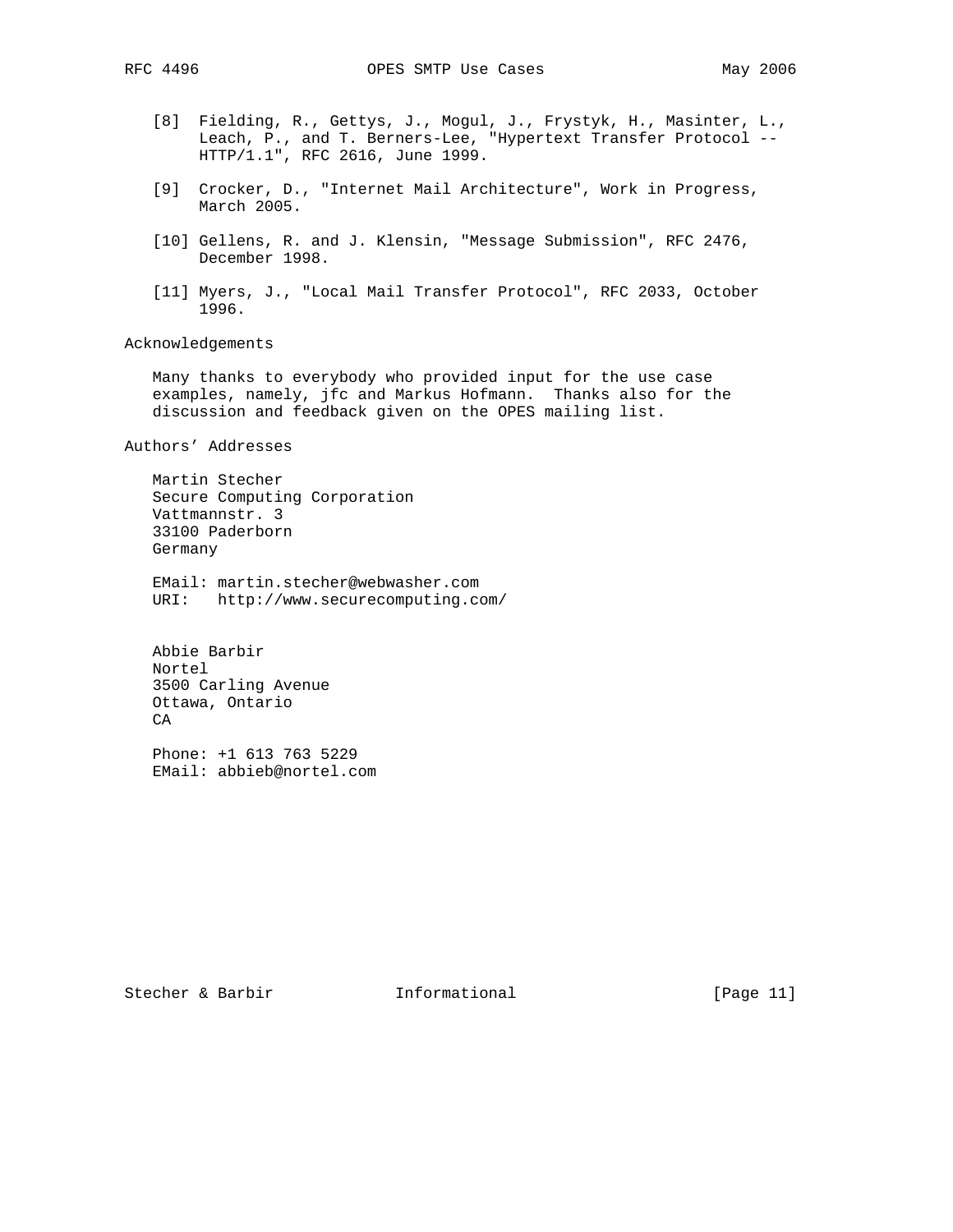[8] Fielding, R., Gettys, J., Mogul, J., Frystyk, H., Masinter, L., Leach, P., and T. Berners-Lee, "Hypertext Transfer Protocol -- HTTP/1.1", RFC 2616, June 1999.

[9] Crocker, D., "Internet Mail Architecture", Work in Progress, March 2005.

[10] Gellens, R. and J. Klensin, "Message Submission", RFC 2476, December 1998.

[11] Myers, J., "Local Mail Transfer Protocol", RFC 2033, October 1996.

## Acknowledgements

Many thanks to everybody who provided input for the use case examples, namely, jfc and Markus Hofmann. Thanks also for the discussion and feedback given on the OPES mailing list.

## Authors' Addresses

Martin Stecher
Secure Computing Corporation
Vattmannstr. 3
33100 Paderborn
Germany

EMail: martin.stecher@webwasher.com
URI: http://www.securecomputing.com/

Abbie Barbir
Nortel
3500 Carling Avenue
Ottawa, Ontario
CA

Phone: +1 613 763 5229
EMail: abbieb@nortel.com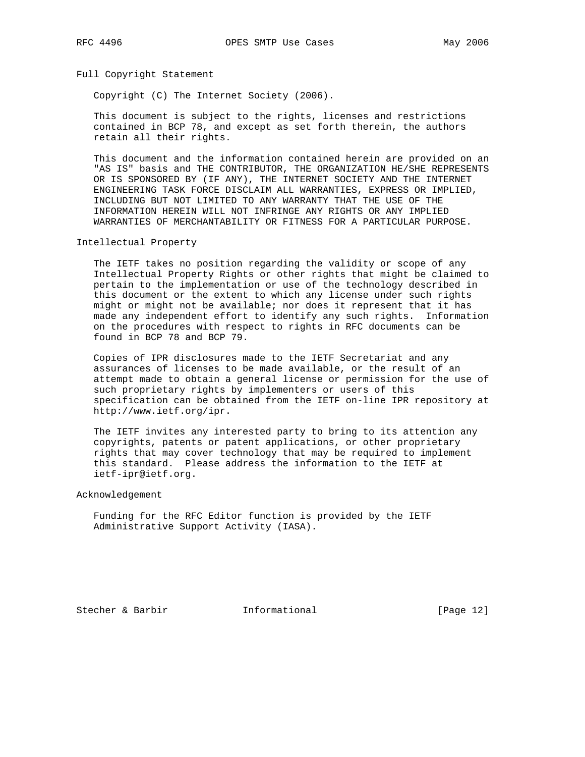## Full Copyright Statement

Copyright (C) The Internet Society (2006).

This document is subject to the rights, licenses and restrictions contained in BCP 78, and except as set forth therein, the authors retain all their rights.

This document and the information contained herein are provided on an "AS IS" basis and THE CONTRIBUTOR, THE ORGANIZATION HE/SHE REPRESENTS OR IS SPONSORED BY (IF ANY), THE INTERNET SOCIETY AND THE INTERNET ENGINEERING TASK FORCE DISCLAIM ALL WARRANTIES, EXPRESS OR IMPLIED, INCLUDING BUT NOT LIMITED TO ANY WARRANTY THAT THE USE OF THE INFORMATION HEREIN WILL NOT INFRINGE ANY RIGHTS OR ANY IMPLIED WARRANTIES OF MERCHANTABILITY OR FITNESS FOR A PARTICULAR PURPOSE.

## Intellectual Property

The IETF takes no position regarding the validity or scope of any Intellectual Property Rights or other rights that might be claimed to pertain to the implementation or use of the technology described in this document or the extent to which any license under such rights might or might not be available; nor does it represent that it has made any independent effort to identify any such rights. Information on the procedures with respect to rights in RFC documents can be found in BCP 78 and BCP 79.

Copies of IPR disclosures made to the IETF Secretariat and any assurances of licenses to be made available, or the result of an attempt made to obtain a general license or permission for the use of such proprietary rights by implementers or users of this specification can be obtained from the IETF on-line IPR repository at http://www.ietf.org/ipr.

The IETF invites any interested party to bring to its attention any copyrights, patents or patent applications, or other proprietary rights that may cover technology that may be required to implement this standard. Please address the information to the IETF at ietf-ipr@ietf.org.

## Acknowledgement

Funding for the RFC Editor function is provided by the IETF Administrative Support Activity (IASA).